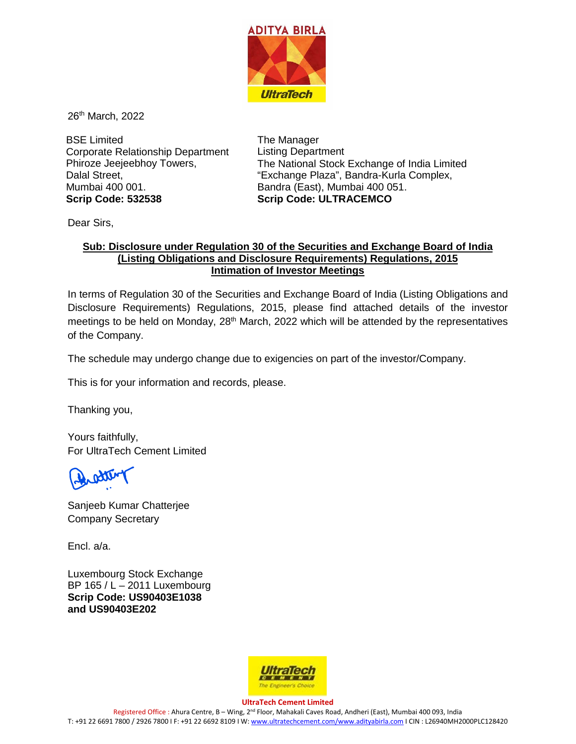26th March, 2022

BSE Limited
Corporate Relationship Department
Phiroze Jeejeebhoy Towers,
Dalal Street,
Mumbai 400 001.
**Scrip Code: 532538**

The Manager
Listing Department
The National Stock Exchange of India Limited
"Exchange Plaza", Bandra-Kurla Complex,
Bandra (East), Mumbai 400 051.
**Scrip Code: ULTRACEMCO**

Dear Sirs,

**Sub: Disclosure under Regulation 30 of the Securities and Exchange Board of India (Listing Obligations and Disclosure Requirements) Regulations, 2015 Intimation of Investor Meetings**

In terms of Regulation 30 of the Securities and Exchange Board of India (Listing Obligations and Disclosure Requirements) Regulations, 2015, please find attached details of the investor meetings to be held on Monday, 28th March, 2022 which will be attended by the representatives of the Company.

The schedule may undergo change due to exigencies on part of the investor/Company.

This is for your information and records, please.

Thanking you,

Yours faithfully,
For UltraTech Cement Limited

Sanjeeb Kumar Chatterjee
Company Secretary

Encl. a/a.

Luxembourg Stock Exchange
BP 165 / L – 2011 Luxembourg
**Scrip Code: US90403E1038 and US90403E202**

**UltraTech Cement Limited**
Registered Office : Ahura Centre, B – Wing, 2nd Floor, Mahakali Caves Road, Andheri (East), Mumbai 400 093, India
T: +91 22 6691 7800 / 2926 7800 I F: +91 22 6692 8109 I W: www.ultratechcement.com/www.adityabirla.com I CIN : L26940MH2000PLC128420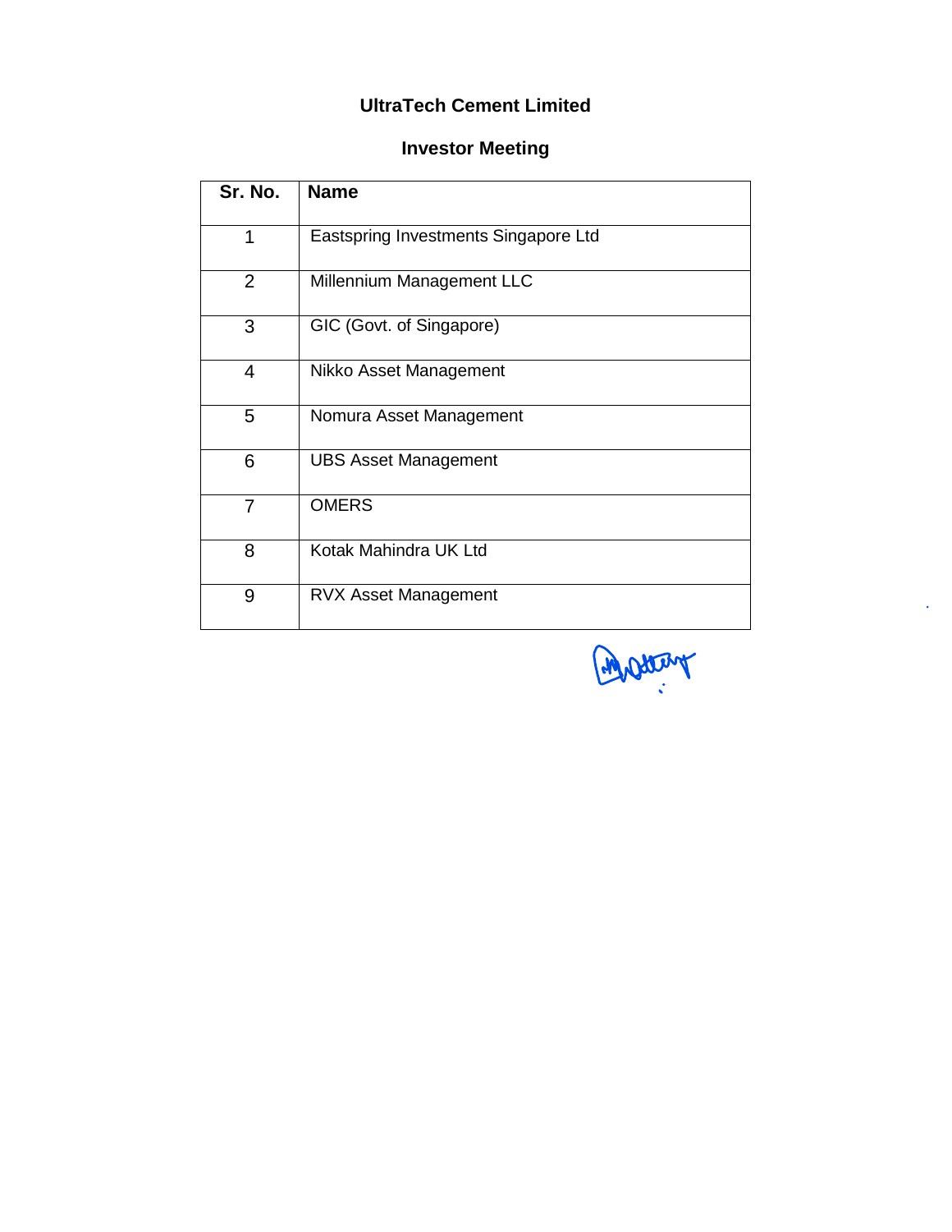# UltraTech Cement Limited

## Investor Meeting

| Sr. No. | Name |
|---|---|
| 1 | Eastspring Investments Singapore Ltd |
| 2 | Millennium Management LLC |
| 3 | GIC (Govt. of Singapore) |
| 4 | Nikko Asset Management |
| 5 | Nomura Asset Management |
| 6 | UBS Asset Management |
| 7 | OMERS |
| 8 | Kotak Mahindra UK Ltd |
| 9 | RVX Asset Management |